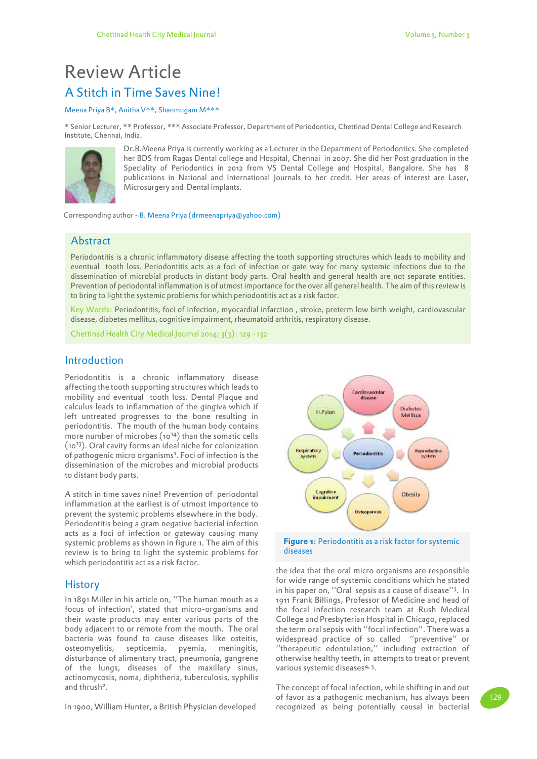# Review Article

## A Stitch in Time Saves Nine!

Meena Priya B*, Anitha V**, Shanmugam M***

\* Senior Lecturer, ** Professor, *** Associate Professor, Department of Periodontics, Chettinad Dental College and Research Institute, Chennai, India.

Dr.B.Meena Priya is currently working as a Lecturer in the Department of Periodontics. She completed her BDS from Ragas Dental college and Hospital, Chennai in 2007. She did her Post graduation in the Speciality of Periodontics in 2012 from VS Dental College and Hospital, Bangalore. She has 8 publications in National and International Journals to her credit. Her areas of interest are Laser, Microsurgery and Dental implants.

Corresponding author - B. Meena Priya (drmeenapriya@yahoo.com)

## Abstract

Periodontitis is a chronic inflammatory disease affecting the tooth supporting structures which leads to mobility and eventual tooth loss. Periodontitis acts as a foci of infection or gate way for many systemic infections due to the dissemination of microbial products in distant body parts. Oral health and general health are not separate entities. Prevention of periodontal inflammation is of utmost importance for the over all general health. The aim of this review is to bring to light the systemic problems for which periodontitis act as a risk factor.

Key Words: Periodontitis, foci of infection, myocardial infarction , stroke, preterm low birth weight, cardiovascular disease, diabetes mellitus, cognitive impairment, rheumatoid arthritis, respiratory disease.

Chettinad Health City Medical Journal 2014; 3(3): 129 - 132

## Introduction

Periodontitis is a chronic inflammatory disease affecting the tooth supporting structures which leads to mobility and eventual tooth loss. Dental Plaque and calculus leads to inflammation of the gingiva which if left untreated progresses to the bone resulting in periodontitis. The mouth of the human body contains more number of microbes ($10^{14}$) than the somatic cells ($10^{13}$). Oral cavity forms an ideal niche for colonization of pathogenic micro organisms[1]. Foci of infection is the dissemination of the microbes and microbial products to distant body parts.

A stitch in time saves nine! Prevention of periodontal inflammation at the earliest is of utmost importance to prevent the systemic problems elsewhere in the body. Periodontitis being a gram negative bacterial infection acts as a foci of infection or gateway causing many systemic problems as shown in figure 1. The aim of this review is to bring to light the systemic problems for which periodontitis act as a risk factor.

**Figure 1**: Periodontitis as a risk factor for systemic diseases

## History

In 1891 Miller in his article on, ''The human mouth as a focus of infection', stated that micro-organisms and their waste products may enter various parts of the body adjacent to or remote from the mouth. The oral bacteria was found to cause diseases like osteitis, osteomyelitis, septicemia, pyemia, meningitis, disturbance of alimentary tract, pneumonia, gangrene of the lungs, diseases of the maxillary sinus, actinomycosis, noma, diphtheria, tuberculosis, syphilis and thrush[2].

In 1900, William Hunter, a British Physician developed the idea that the oral micro organisms are responsible for wide range of systemic conditions which he stated in his paper on, ''Oral sepsis as a cause of disease''[3]. In 1911 Frank Billings, Professor of Medicine and head of the focal infection research team at Rush Medical College and Presbyterian Hospital in Chicago, replaced the term oral sepsis with ''focal infection''. There was a widespread practice of so called ''preventive'' or ''therapeutic edentulation,'' including extraction of otherwise healthy teeth, in attempts to treat or prevent various systemic diseases[4,5].

The concept of focal infection, while shifting in and out of favor as a pathogenic mechanism, has always been recognized as being potentially causal in bacterial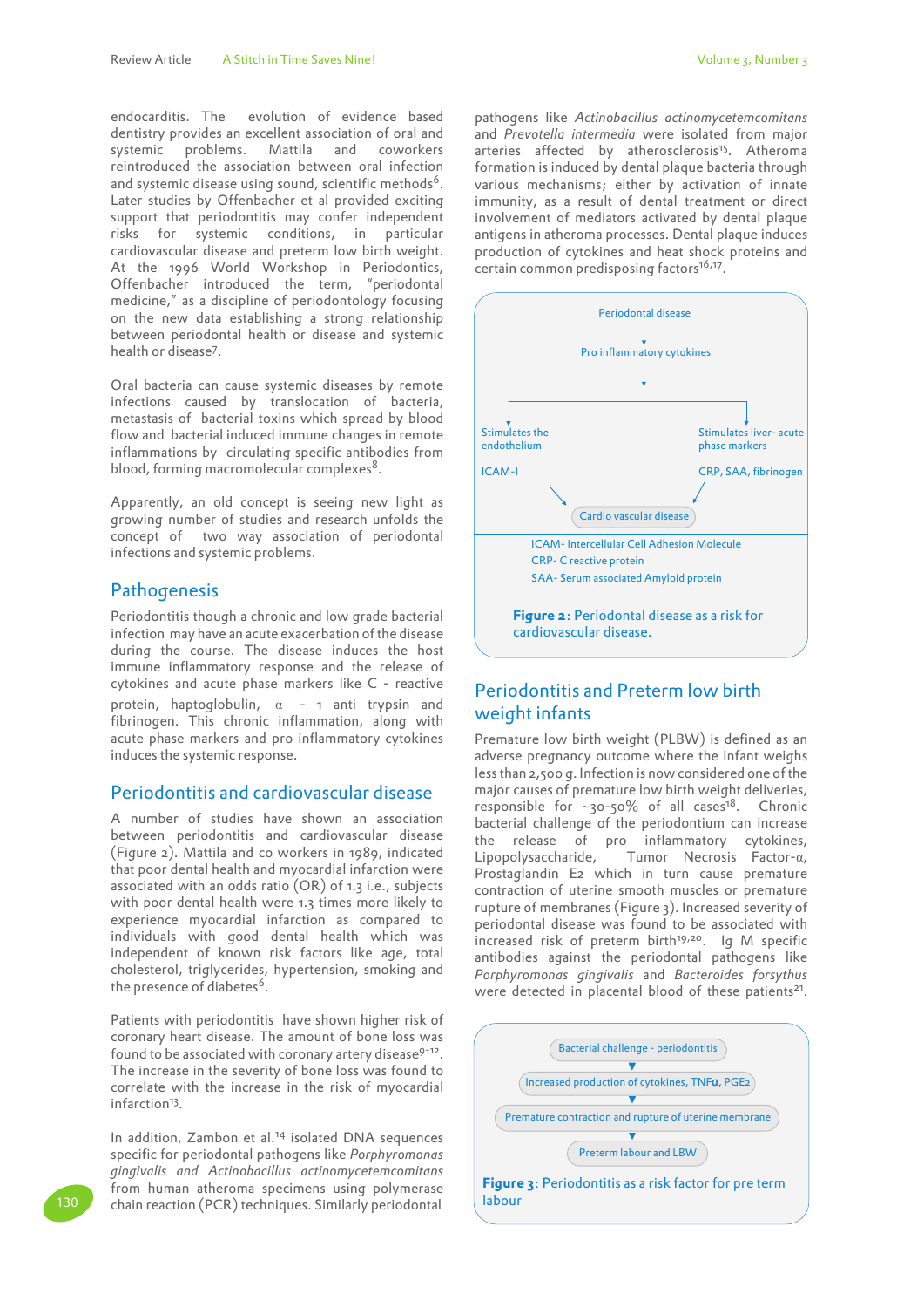endocarditis. The evolution of evidence based dentistry provides an excellent association of oral and systemic problems. Mattila and coworkers reintroduced the association between oral infection and systemic disease using sound, scientific methods[6]. Later studies by Offenbacher et al provided exciting support that periodontitis may confer independent risks for systemic conditions, in particular cardiovascular disease and preterm low birth weight. At the 1996 World Workshop in Periodontics, Offenbacher introduced the term, "periodontal medicine," as a discipline of periodontology focusing on the new data establishing a strong relationship between periodontal health or disease and systemic health or disease[7].

Oral bacteria can cause systemic diseases by remote infections caused by translocation of bacteria, metastasis of bacterial toxins which spread by blood flow and bacterial induced immune changes in remote inflammations by circulating specific antibodies from blood, forming macromolecular complexes[8].

Apparently, an old concept is seeing new light as growing number of studies and research unfolds the concept of two way association of periodontal infections and systemic problems.

## Pathogenesis

Periodontitis though a chronic and low grade bacterial infection may have an acute exacerbation of the disease during the course. The disease induces the host immune inflammatory response and the release of cytokines and acute phase markers like C - reactive protein, haptoglobulin, α - 1 anti trypsin and fibrinogen. This chronic inflammation, along with acute phase markers and pro inflammatory cytokines induces the systemic response.

## Periodontitis and cardiovascular disease

A number of studies have shown an association between periodontitis and cardiovascular disease (Figure 2). Mattila and co workers in 1989, indicated that poor dental health and myocardial infarction were associated with an odds ratio (OR) of 1.3 i.e., subjects with poor dental health were 1.3 times more likely to experience myocardial infarction as compared to individuals with good dental health which was independent of known risk factors like age, total cholesterol, triglycerides, hypertension, smoking and the presence of diabetes[6].

Patients with periodontitis have shown higher risk of coronary heart disease. The amount of bone loss was found to be associated with coronary artery disease[9-12]. The increase in the severity of bone loss was found to correlate with the increase in the risk of myocardial infarction[13].

In addition, Zambon et al.[14] isolated DNA sequences specific for periodontal pathogens like *Porphyromonas gingivalis and Actinobacillus actinomycetemcomitans* from human atheroma specimens using polymerase chain reaction (PCR) techniques. Similarly periodontal pathogens like *Actinobacillus actinomycetemcomitans* and *Prevotella intermedia* were isolated from major arteries affected by atherosclerosis[15]. Atheroma formation is induced by dental plaque bacteria through various mechanisms; either by activation of innate immunity, as a result of dental treatment or direct involvement of mediators activated by dental plaque antigens in atheroma processes. Dental plaque induces production of cytokines and heat shock proteins and certain common predisposing factors[16,17].

Periodontal disease → Pro inflammatory cytokines → Stimulates the endothelium (ICAM-I) / Stimulates liver- acute phase markers (CRP, SAA, fibrinogen) → Cardio vascular disease

ICAM- Intercellular Cell Adhesion Molecule
CRP- C reactive protein
SAA- Serum associated Amyloid protein

**Figure 2**: Periodontal disease as a risk for cardiovascular disease.

## Periodontitis and Preterm low birth weight infants

Premature low birth weight (PLBW) is defined as an adverse pregnancy outcome where the infant weighs less than 2,500 g. Infection is now considered one of the major causes of premature low birth weight deliveries, responsible for ~30-50% of all cases[18]. Chronic bacterial challenge of the periodontium can increase the release of pro inflammatory cytokines, Lipopolysaccharide, Tumor Necrosis Factor-α, Prostaglandin E2 which in turn cause premature contraction of uterine smooth muscles or premature rupture of membranes (Figure 3). Increased severity of periodontal disease was found to be associated with increased risk of preterm birth[19,20]. Ig M specific antibodies against the periodontal pathogens like *Porphyromonas gingivalis* and *Bacteroides forsythus* were detected in placental blood of these patients[21].

Bacterial challenge - periodontitis → Increased production of cytokines, TNFα, PGE2 → Premature contraction and rupture of uterine membrane → Preterm labour and LBW

**Figure 3**: Periodontitis as a risk factor for pre term labour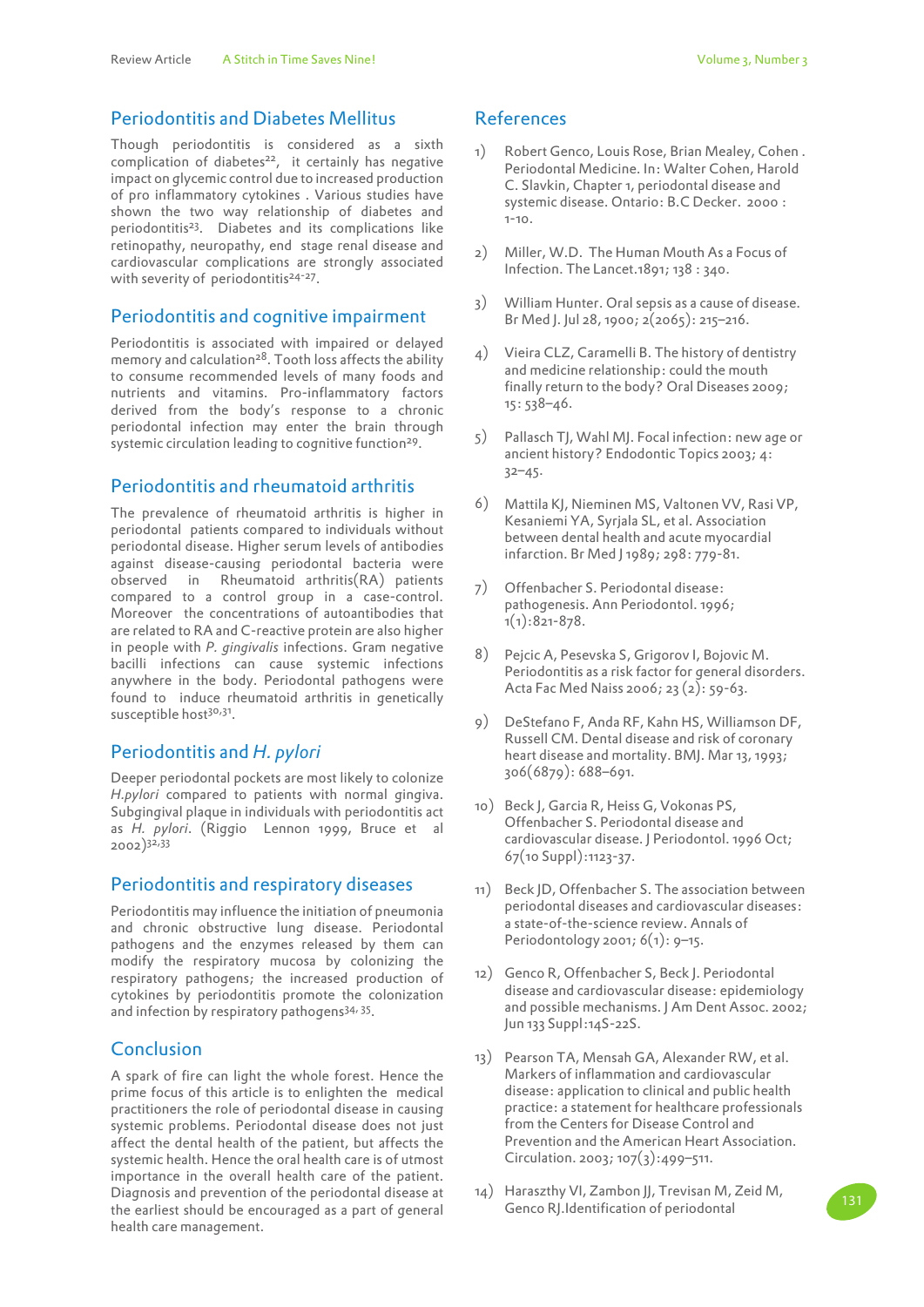## Periodontitis and Diabetes Mellitus

Though periodontitis is considered as a sixth complication of diabetes[22], it certainly has negative impact on glycemic control due to increased production of pro inflammatory cytokines . Various studies have shown the two way relationship of diabetes and periodontitis[23]. Diabetes and its complications like retinopathy, neuropathy, end stage renal disease and cardiovascular complications are strongly associated with severity of periodontitis[24-27].

## Periodontitis and cognitive impairment

Periodontitis is associated with impaired or delayed memory and calculation[28]. Tooth loss affects the ability to consume recommended levels of many foods and nutrients and vitamins. Pro-inflammatory factors derived from the body's response to a chronic periodontal infection may enter the brain through systemic circulation leading to cognitive function[29].

## Periodontitis and rheumatoid arthritis

The prevalence of rheumatoid arthritis is higher in periodontal patients compared to individuals without periodontal disease. Higher serum levels of antibodies against disease-causing periodontal bacteria were observed in Rheumatoid arthritis(RA) patients compared to a control group in a case-control. Moreover the concentrations of autoantibodies that are related to RA and C-reactive protein are also higher in people with *P. gingivalis* infections. Gram negative bacilli infections can cause systemic infections anywhere in the body. Periodontal pathogens were found to induce rheumatoid arthritis in genetically susceptible host[30,31].

## Periodontitis and *H. pylori*

Deeper periodontal pockets are most likely to colonize *H.pylori* compared to patients with normal gingiva. Subgingival plaque in individuals with periodontitis act as *H. pylori*. (Riggio Lennon 1999, Bruce et al 2002)[32,33]

## Periodontitis and respiratory diseases

Periodontitis may influence the initiation of pneumonia and chronic obstructive lung disease. Periodontal pathogens and the enzymes released by them can modify the respiratory mucosa by colonizing the respiratory pathogens; the increased production of cytokines by periodontitis promote the colonization and infection by respiratory pathogens[34, 35].

## Conclusion

A spark of fire can light the whole forest. Hence the prime focus of this article is to enlighten the medical practitioners the role of periodontal disease in causing systemic problems. Periodontal disease does not just affect the dental health of the patient, but affects the systemic health. Hence the oral health care is of utmost importance in the overall health care of the patient. Diagnosis and prevention of the periodontal disease at the earliest should be encouraged as a part of general health care management.

## References

1) Robert Genco, Louis Rose, Brian Mealey, Cohen . Periodontal Medicine. In: Walter Cohen, Harold C. Slavkin, Chapter 1, periodontal disease and systemic disease. Ontario: B.C Decker. 2000 : 1-10.

2) Miller, W.D. The Human Mouth As a Focus of Infection. The Lancet.1891; 138 : 340.

3) William Hunter. Oral sepsis as a cause of disease. Br Med J. Jul 28, 1900; 2(2065): 215–216.

4) Vieira CLZ, Caramelli B. The history of dentistry and medicine relationship: could the mouth finally return to the body? Oral Diseases 2009; 15: 538–46.

5) Pallasch TJ, Wahl MJ. Focal infection: new age or ancient history? Endodontic Topics 2003; 4: 32–45.

6) Mattila KJ, Nieminen MS, Valtonen VV, Rasi VP, Kesaniemi YA, Syrjala SL, et al. Association between dental health and acute myocardial infarction. Br Med J 1989; 298: 779-81.

7) Offenbacher S. Periodontal disease: pathogenesis. Ann Periodontol. 1996; 1(1):821-878.

8) Pejcic A, Pesevska S, Grigorov I, Bojovic M. Periodontitis as a risk factor for general disorders. Acta Fac Med Naiss 2006; 23 (2): 59-63.

9) DeStefano F, Anda RF, Kahn HS, Williamson DF, Russell CM. Dental disease and risk of coronary heart disease and mortality. BMJ. Mar 13, 1993; 306(6879): 688–691.

10) Beck J, Garcia R, Heiss G, Vokonas PS, Offenbacher S. Periodontal disease and cardiovascular disease. J Periodontol. 1996 Oct; 67(10 Suppl):1123-37.

11) Beck JD, Offenbacher S. The association between periodontal diseases and cardiovascular diseases: a state-of-the-science review. Annals of Periodontology 2001; 6(1): 9–15.

12) Genco R, Offenbacher S, Beck J. Periodontal disease and cardiovascular disease: epidemiology and possible mechanisms. J Am Dent Assoc. 2002; Jun 133 Suppl:14S-22S.

13) Pearson TA, Mensah GA, Alexander RW, et al. Markers of inflammation and cardiovascular disease: application to clinical and public health practice: a statement for healthcare professionals from the Centers for Disease Control and Prevention and the American Heart Association. Circulation. 2003; 107(3):499–511.

14) Haraszthy VI, Zambon JJ, Trevisan M, Zeid M, Genco RJ.Identification of periodontal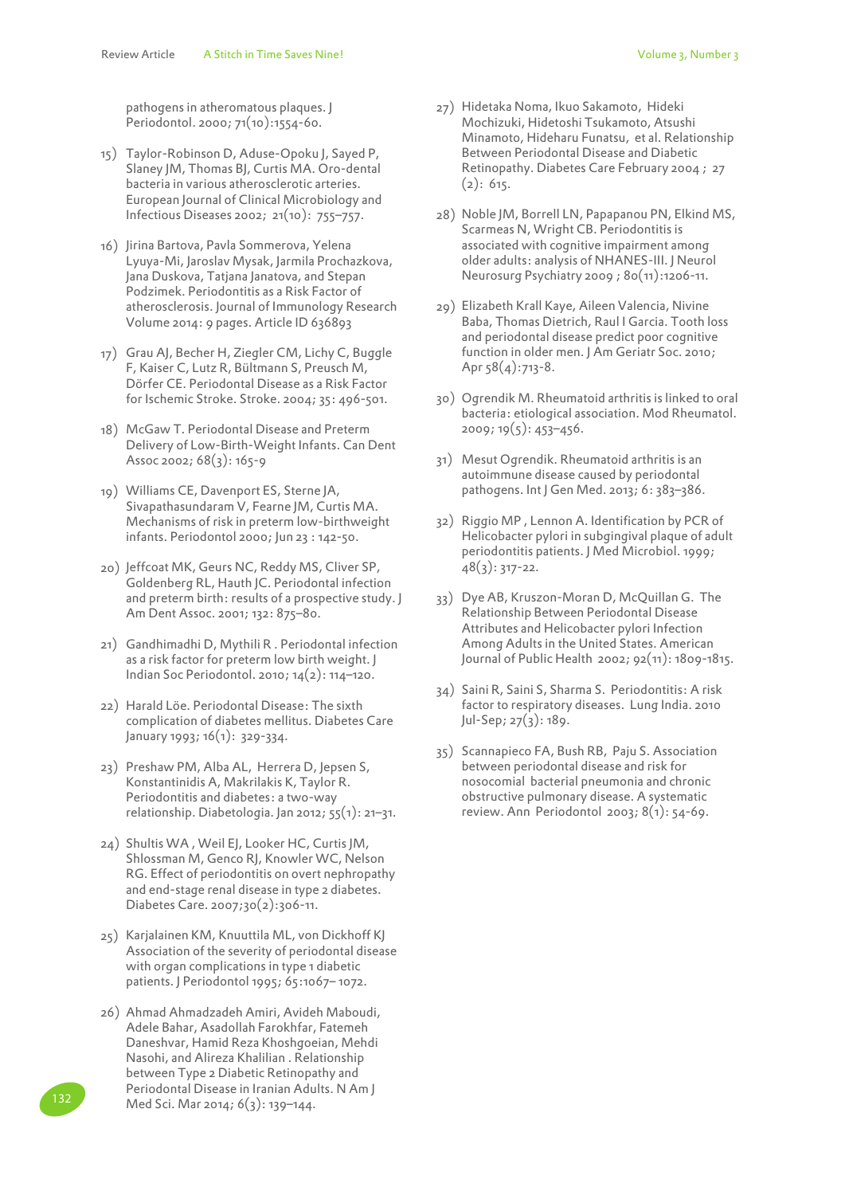pathogens in atheromatous plaques. J Periodontol. 2000; 71(10):1554-60.

15) Taylor-Robinson D, Aduse-Opoku J, Sayed P, Slaney JM, Thomas BJ, Curtis MA. Oro-dental bacteria in various atherosclerotic arteries. European Journal of Clinical Microbiology and Infectious Diseases 2002; 21(10): 755–757.

16) Jirina Bartova, Pavla Sommerova, Yelena Lyuya-Mi, Jaroslav Mysak, Jarmila Prochazkova, Jana Duskova, Tatjana Janatova, and Stepan Podzimek. Periodontitis as a Risk Factor of atherosclerosis. Journal of Immunology Research Volume 2014: 9 pages. Article ID 636893

17) Grau AJ, Becher H, Ziegler CM, Lichy C, Buggle F, Kaiser C, Lutz R, Bültmann S, Preusch M, Dörfer CE. Periodontal Disease as a Risk Factor for Ischemic Stroke. Stroke. 2004; 35: 496-501.

18) McGaw T. Periodontal Disease and Preterm Delivery of Low-Birth-Weight Infants. Can Dent Assoc 2002; 68(3): 165-9

19) Williams CE, Davenport ES, Sterne JA, Sivapathasundaram V, Fearne JM, Curtis MA. Mechanisms of risk in preterm low-birthweight infants. Periodontol 2000; Jun 23 : 142-50.

20) Jeffcoat MK, Geurs NC, Reddy MS, Cliver SP, Goldenberg RL, Hauth JC. Periodontal infection and preterm birth: results of a prospective study. J Am Dent Assoc. 2001; 132: 875–80.

21) Gandhimadhi D, Mythili R . Periodontal infection as a risk factor for preterm low birth weight. J Indian Soc Periodontol. 2010; 14(2): 114–120.

22) Harald Löe. Periodontal Disease: The sixth complication of diabetes mellitus. Diabetes Care January 1993; 16(1): 329-334.

23) Preshaw PM, Alba AL, Herrera D, Jepsen S, Konstantinidis A, Makrilakis K, Taylor R. Periodontitis and diabetes: a two-way relationship. Diabetologia. Jan 2012; 55(1): 21–31.

24) Shultis WA , Weil EJ, Looker HC, Curtis JM, Shlossman M, Genco RJ, Knowler WC, Nelson RG. Effect of periodontitis on overt nephropathy and end-stage renal disease in type 2 diabetes. Diabetes Care. 2007;30(2):306-11.

25) Karjalainen KM, Knuuttila ML, von Dickhoff KJ Association of the severity of periodontal disease with organ complications in type 1 diabetic patients. J Periodontol 1995; 65:1067– 1072.

26) Ahmad Ahmadzadeh Amiri, Avideh Maboudi, Adele Bahar, Asadollah Farokhfar, Fatemeh Daneshvar, Hamid Reza Khoshgoeian, Mehdi Nasohi, and Alireza Khalilian . Relationship between Type 2 Diabetic Retinopathy and Periodontal Disease in Iranian Adults. N Am J Med Sci. Mar 2014; 6(3): 139–144.

27) Hidetaka Noma, Ikuo Sakamoto, Hideki Mochizuki, Hidetoshi Tsukamoto, Atsushi Minamoto, Hideharu Funatsu, et al. Relationship Between Periodontal Disease and Diabetic Retinopathy. Diabetes Care February 2004 ; 27 (2): 615.

28) Noble JM, Borrell LN, Papapanou PN, Elkind MS, Scarmeas N, Wright CB. Periodontitis is associated with cognitive impairment among older adults: analysis of NHANES-III. J Neurol Neurosurg Psychiatry 2009 ; 80(11):1206-11.

29) Elizabeth Krall Kaye, Aileen Valencia, Nivine Baba, Thomas Dietrich, Raul I Garcia. Tooth loss and periodontal disease predict poor cognitive function in older men. J Am Geriatr Soc. 2010; Apr 58(4):713-8.

30) Ogrendik M. Rheumatoid arthritis is linked to oral bacteria: etiological association. Mod Rheumatol. 2009; 19(5): 453–456.

31) Mesut Ogrendik. Rheumatoid arthritis is an autoimmune disease caused by periodontal pathogens. Int J Gen Med. 2013; 6: 383–386.

32) Riggio MP , Lennon A. Identification by PCR of Helicobacter pylori in subgingival plaque of adult periodontitis patients. J Med Microbiol. 1999; 48(3): 317-22.

33) Dye AB, Kruszon-Moran D, McQuillan G. The Relationship Between Periodontal Disease Attributes and Helicobacter pylori Infection Among Adults in the United States. American Journal of Public Health 2002; 92(11): 1809-1815.

34) Saini R, Saini S, Sharma S. Periodontitis: A risk factor to respiratory diseases. Lung India. 2010 Jul-Sep; 27(3): 189.

35) Scannapieco FA, Bush RB, Paju S. Association between periodontal disease and risk for nosocomial bacterial pneumonia and chronic obstructive pulmonary disease. A systematic review. Ann Periodontol 2003; 8(1): 54-69.